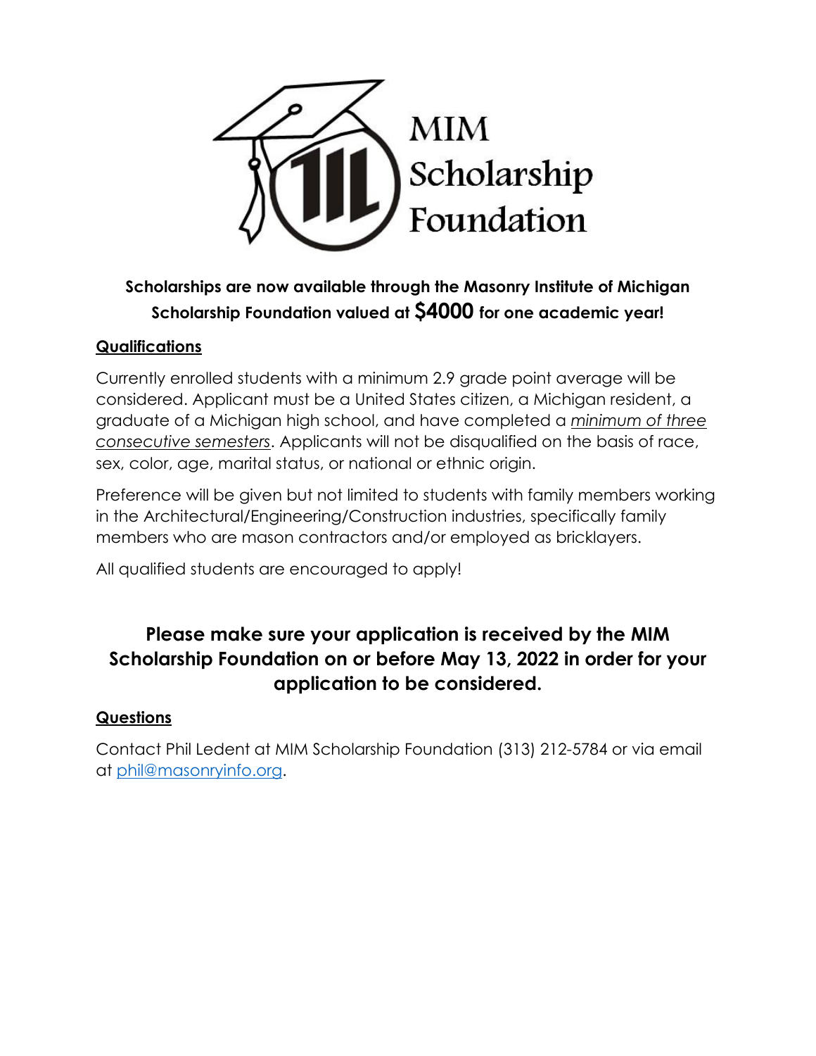# MIM Scholarship Foundation

**Scholarships are now available through the Masonry Institute of Michigan Scholarship Foundation valued at $4000 for one academic year!**

## Qualifications

Currently enrolled students with a minimum 2.9 grade point average will be considered. Applicant must be a United States citizen, a Michigan resident, a graduate of a Michigan high school, and have completed a *minimum of three consecutive semesters*. Applicants will not be disqualified on the basis of race, sex, color, age, marital status, or national or ethnic origin.

Preference will be given but not limited to students with family members working in the Architectural/Engineering/Construction industries, specifically family members who are mason contractors and/or employed as bricklayers.

All qualified students are encouraged to apply!

**Please make sure your application is received by the MIM Scholarship Foundation on or before May 13, 2022 in order for your application to be considered.**

## Questions

Contact Phil Ledent at MIM Scholarship Foundation (313) 212-5784 or via email at phil@masonryinfo.org.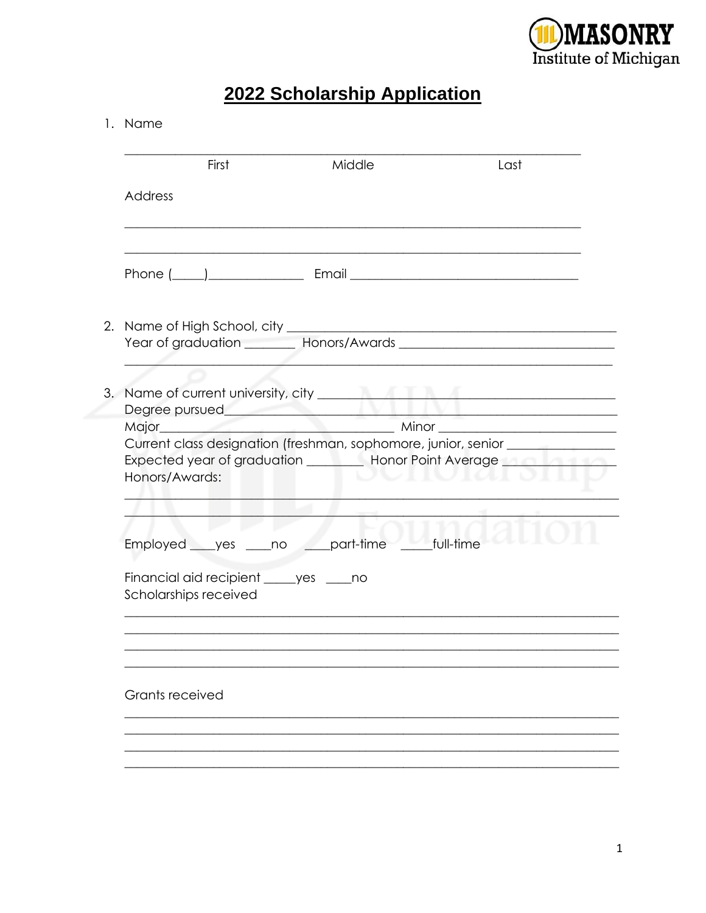MASONRY Institute of Michigan

# 2022 Scholarship Application

1. Name

   ______________________________________________________________________
   First                                        Middle                                        Last

   Address

   ______________________________________________________________________

   ______________________________________________________________________

   Phone (_____)_______________ Email ___________________________________

2. Name of High School, city ______________________________________________
   Year of graduation ________ Honors/Awards _________________________________
   ______________________________________________________________________

3. Name of current university, city __________________________________________
   Degree pursued_________________________________________________________
   Major___________________________________ Minor ___________________________
   Current class designation (freshman, sophomore, junior, senior ________________
   Expected year of graduation _________ Honor Point Average ___________________
   Honors/Awards:
   ______________________________________________________________________
   ______________________________________________________________________

   Employed ____yes ____no ____part-time _____full-time

   Financial aid recipient _____yes ____no
   Scholarships received
   ______________________________________________________________________
   ______________________________________________________________________
   ______________________________________________________________________
   ______________________________________________________________________

   Grants received
   ______________________________________________________________________
   ______________________________________________________________________
   ______________________________________________________________________
   ______________________________________________________________________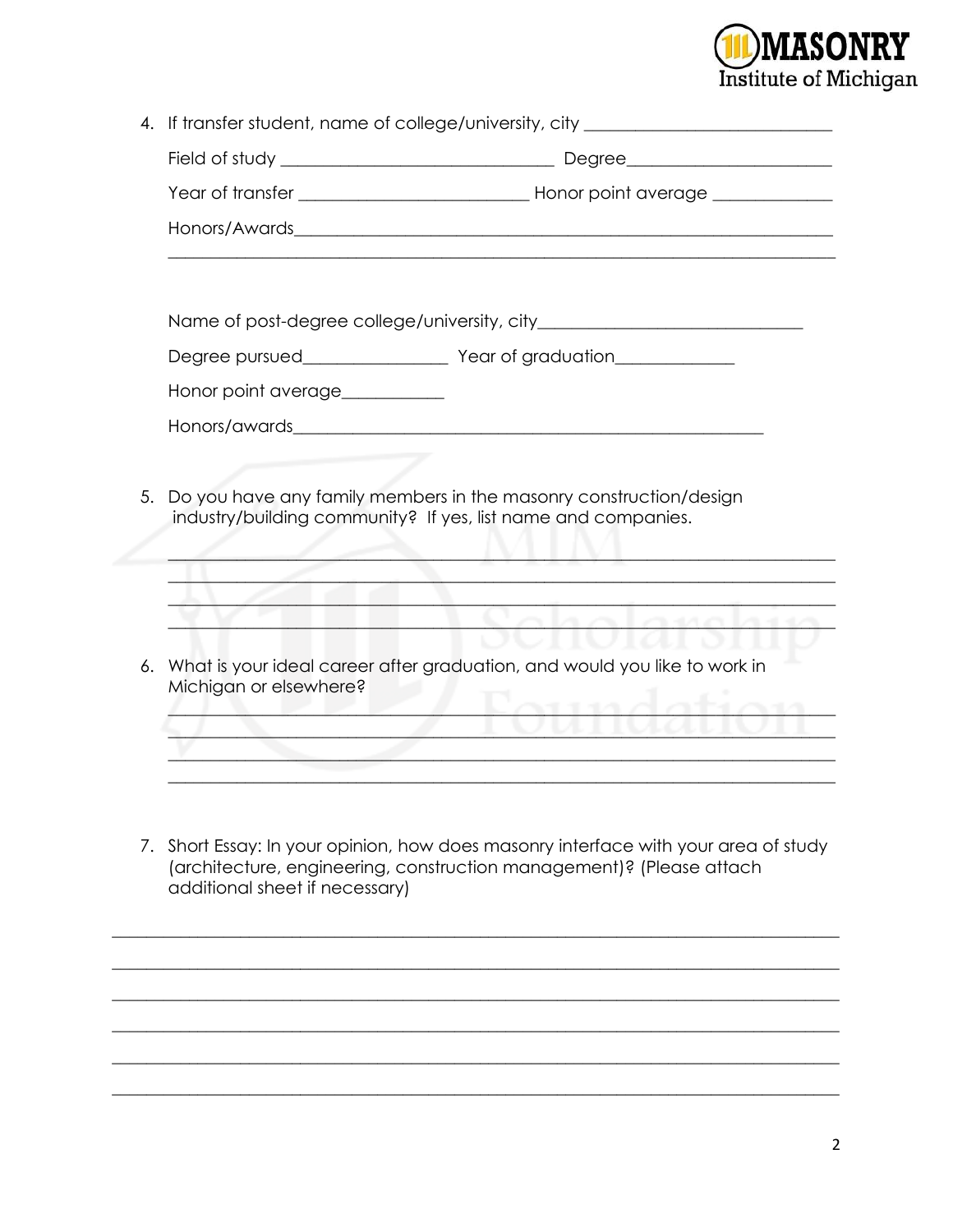4. If transfer student, name of college/university, city ____________________________

   Field of study _______________________________ Degree_______________________

   Year of transfer __________________________ Honor point average _____________

   Honors/Awards_______________________________________________________________

   ____________________________________________________________________________

   Name of post-degree college/university, city______________________________

   Degree pursued________________ Year of graduation_____________

   Honor point average___________

   Honors/awards_______________________________________________________

5. Do you have any family members in the masonry construction/design industry/building community? If yes, list name and companies.

   ____________________________________________________________________________
   ____________________________________________________________________________
   ____________________________________________________________________________
   ____________________________________________________________________________

6. What is your ideal career after graduation, and would you like to work in Michigan or elsewhere?

   ____________________________________________________________________________
   ____________________________________________________________________________
   ____________________________________________________________________________
   ____________________________________________________________________________

7. Short Essay: In your opinion, how does masonry interface with your area of study (architecture, engineering, construction management)? (Please attach additional sheet if necessary)

________________________________________________________________________________
________________________________________________________________________________
________________________________________________________________________________
________________________________________________________________________________
________________________________________________________________________________
________________________________________________________________________________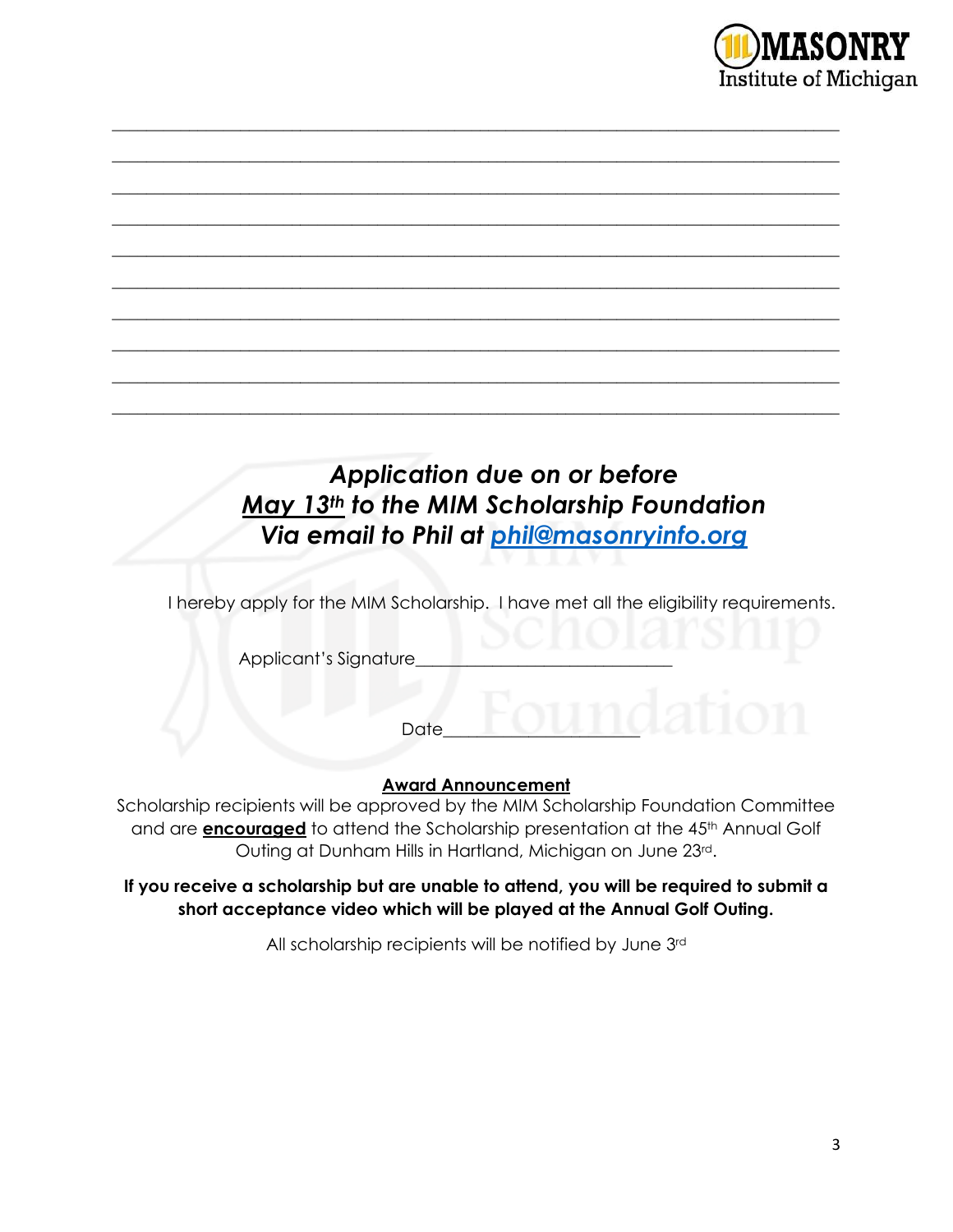__________________________________________________________________________________

__________________________________________________________________________________

__________________________________________________________________________________

__________________________________________________________________________________

__________________________________________________________________________________

__________________________________________________________________________________

__________________________________________________________________________________

__________________________________________________________________________________

__________________________________________________________________________________

__________________________________________________________________________________

***Application due on or before***
***<u>May 13th</u> to the MIM Scholarship Foundation***
***Via email to Phil at [phil@masonryinfo.org](mailto:phil@masonryinfo.org)***

I hereby apply for the MIM Scholarship. I have met all the eligibility requirements.

Applicant's Signature______________________________

Date_______________________

**<u>Award Announcement</u>**

Scholarship recipients will be approved by the MIM Scholarship Foundation Committee and are **<u>encouraged</u>** to attend the Scholarship presentation at the 45th Annual Golf Outing at Dunham Hills in Hartland, Michigan on June 23rd.

**If you receive a scholarship but are unable to attend, you will be required to submit a short acceptance video which will be played at the Annual Golf Outing.**

All scholarship recipients will be notified by June 3rd